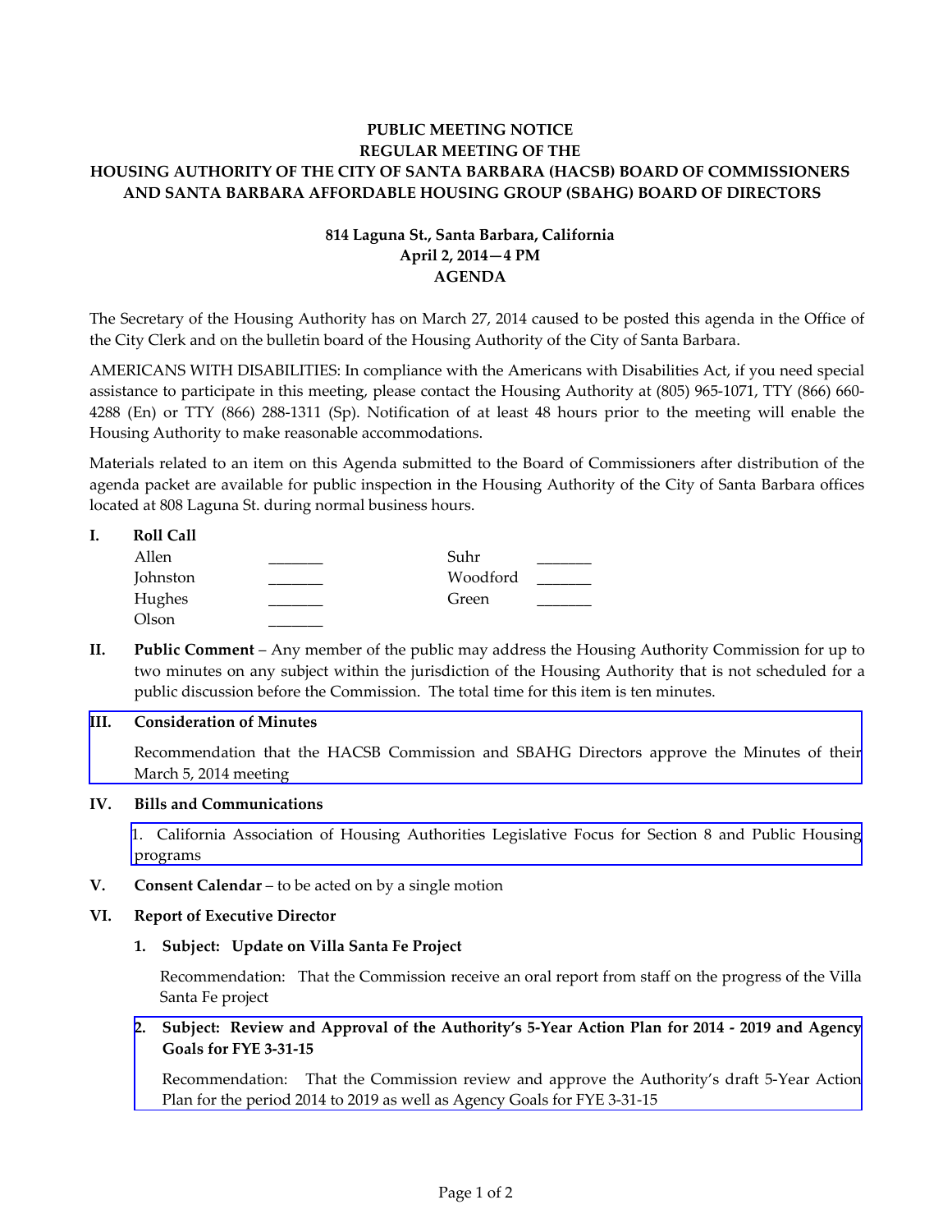**PUBLIC MEETING NOTICE**
**REGULAR MEETING OF THE**
**HOUSING AUTHORITY OF THE CITY OF SANTA BARBARA (HACSB) BOARD OF COMMISSIONERS AND SANTA BARBARA AFFORDABLE HOUSING GROUP (SBAHG) BOARD OF DIRECTORS**

**814 Laguna St., Santa Barbara, California**
**April 2, 2014—4 PM**
**AGENDA**

The Secretary of the Housing Authority has on March 27, 2014 caused to be posted this agenda in the Office of the City Clerk and on the bulletin board of the Housing Authority of the City of Santa Barbara.

AMERICANS WITH DISABILITIES: In compliance with the Americans with Disabilities Act, if you need special assistance to participate in this meeting, please contact the Housing Authority at (805) 965-1071, TTY (866) 660-4288 (En) or TTY (866) 288-1311 (Sp). Notification of at least 48 hours prior to the meeting will enable the Housing Authority to make reasonable accommodations.

Materials related to an item on this Agenda submitted to the Board of Commissioners after distribution of the agenda packet are available for public inspection in the Housing Authority of the City of Santa Barbara offices located at 808 Laguna St. during normal business hours.

**I. Roll Call**

| | | | |
|---|---|---|---|
| Allen | _______ | Suhr | _______ |
| Johnston | _______ | Woodford | _______ |
| Hughes | _______ | Green | _______ |
| Olson | _______ | | |

**II. Public Comment** – Any member of the public may address the Housing Authority Commission for up to two minutes on any subject within the jurisdiction of the Housing Authority that is not scheduled for a public discussion before the Commission. The total time for this item is ten minutes.

**III. Consideration of Minutes**

Recommendation that the HACSB Commission and SBAHG Directors approve the Minutes of their March 5, 2014 meeting

**IV. Bills and Communications**

1. California Association of Housing Authorities Legislative Focus for Section 8 and Public Housing programs

**V. Consent Calendar** – to be acted on by a single motion

**VI. Report of Executive Director**

**1. Subject: Update on Villa Santa Fe Project**

Recommendation: That the Commission receive an oral report from staff on the progress of the Villa Santa Fe project

**2. Subject: Review and Approval of the Authority's 5-Year Action Plan for 2014 - 2019 and Agency Goals for FYE 3-31-15**

Recommendation: That the Commission review and approve the Authority's draft 5-Year Action Plan for the period 2014 to 2019 as well as Agency Goals for FYE 3-31-15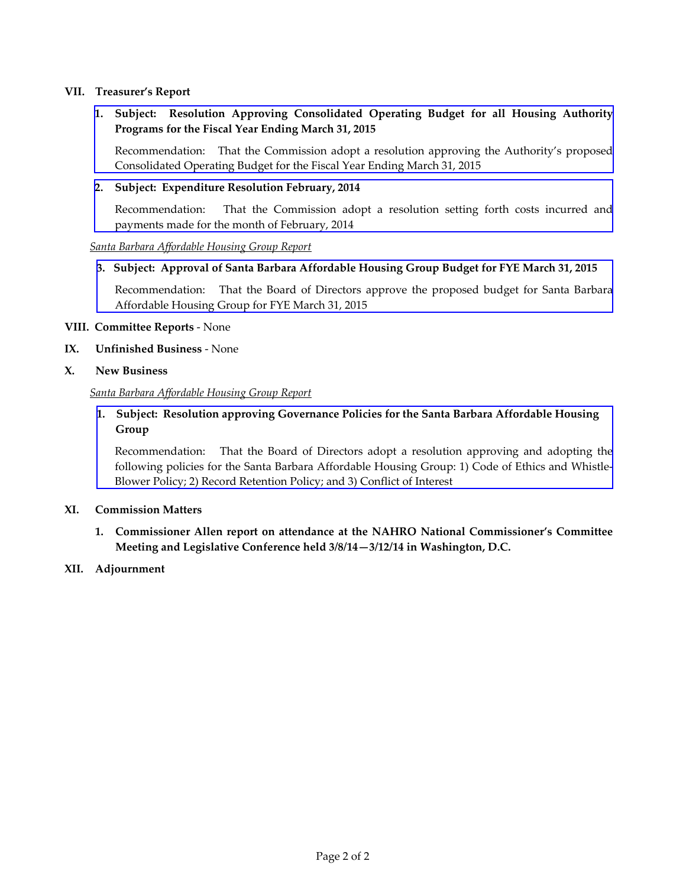## VII. Treasurer's Report

1. **Subject: Resolution Approving Consolidated Operating Budget for all Housing Authority Programs for the Fiscal Year Ending March 31, 2015**

   Recommendation: That the Commission adopt a resolution approving the Authority's proposed Consolidated Operating Budget for the Fiscal Year Ending March 31, 2015

2. **Subject: Expenditure Resolution February, 2014**

   Recommendation: That the Commission adopt a resolution setting forth costs incurred and payments made for the month of February, 2014

*Santa Barbara Affordable Housing Group Report*

3. **Subject: Approval of Santa Barbara Affordable Housing Group Budget for FYE March 31, 2015**

   Recommendation: That the Board of Directors approve the proposed budget for Santa Barbara Affordable Housing Group for FYE March 31, 2015

## VIII. Committee Reports - None

## IX. Unfinished Business - None

## X. New Business

*Santa Barbara Affordable Housing Group Report*

1. **Subject: Resolution approving Governance Policies for the Santa Barbara Affordable Housing Group**

   Recommendation: That the Board of Directors adopt a resolution approving and adopting the following policies for the Santa Barbara Affordable Housing Group: 1) Code of Ethics and Whistle-Blower Policy; 2) Record Retention Policy; and 3) Conflict of Interest

## XI. Commission Matters

1. **Commissioner Allen report on attendance at the NAHRO National Commissioner's Committee Meeting and Legislative Conference held 3/8/14—3/12/14 in Washington, D.C.**

## XII. Adjournment